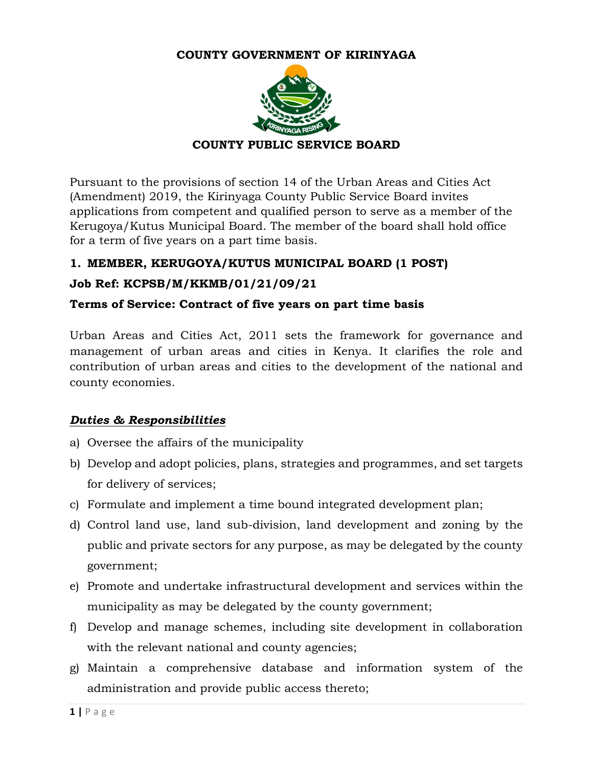# COUNTY GOVERNMENT OF KIRINYAGA

## COUNTY PUBLIC SERVICE BOARD

Pursuant to the provisions of section 14 of the Urban Areas and Cities Act (Amendment) 2019, the Kirinyaga County Public Service Board invites applications from competent and qualified person to serve as a member of the Kerugoya/Kutus Municipal Board. The member of the board shall hold office for a term of five years on a part time basis.

### 1. MEMBER, KERUGOYA/KUTUS MUNICIPAL BOARD (1 POST)

**Job Ref: KCPSB/M/KKMB/01/21/09/21**

**Terms of Service: Contract of five years on part time basis**

Urban Areas and Cities Act, 2011 sets the framework for governance and management of urban areas and cities in Kenya. It clarifies the role and contribution of urban areas and cities to the development of the national and county economies.

***Duties & Responsibilities***

a) Oversee the affairs of the municipality

b) Develop and adopt policies, plans, strategies and programmes, and set targets for delivery of services;

c) Formulate and implement a time bound integrated development plan;

d) Control land use, land sub-division, land development and zoning by the public and private sectors for any purpose, as may be delegated by the county government;

e) Promote and undertake infrastructural development and services within the municipality as may be delegated by the county government;

f) Develop and manage schemes, including site development in collaboration with the relevant national and county agencies;

g) Maintain a comprehensive database and information system of the administration and provide public access thereto;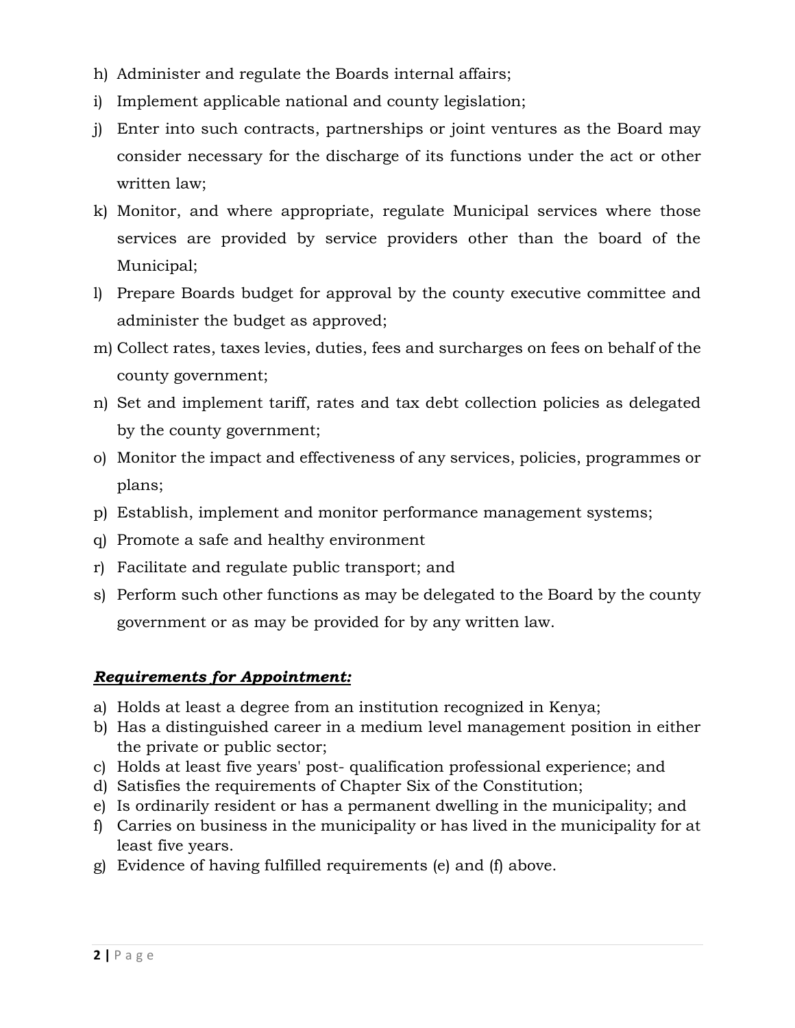h) Administer and regulate the Boards internal affairs;
i) Implement applicable national and county legislation;
j) Enter into such contracts, partnerships or joint ventures as the Board may consider necessary for the discharge of its functions under the act or other written law;
k) Monitor, and where appropriate, regulate Municipal services where those services are provided by service providers other than the board of the Municipal;
l) Prepare Boards budget for approval by the county executive committee and administer the budget as approved;
m) Collect rates, taxes levies, duties, fees and surcharges on fees on behalf of the county government;
n) Set and implement tariff, rates and tax debt collection policies as delegated by the county government;
o) Monitor the impact and effectiveness of any services, policies, programmes or plans;
p) Establish, implement and monitor performance management systems;
q) Promote a safe and healthy environment
r) Facilitate and regulate public transport; and
s) Perform such other functions as may be delegated to the Board by the county government or as may be provided for by any written law.

***Requirements for Appointment:***

a) Holds at least a degree from an institution recognized in Kenya;
b) Has a distinguished career in a medium level management position in either the private or public sector;
c) Holds at least five years' post- qualification professional experience; and
d) Satisfies the requirements of Chapter Six of the Constitution;
e) Is ordinarily resident or has a permanent dwelling in the municipality; and
f) Carries on business in the municipality or has lived in the municipality for at least five years.
g) Evidence of having fulfilled requirements (e) and (f) above.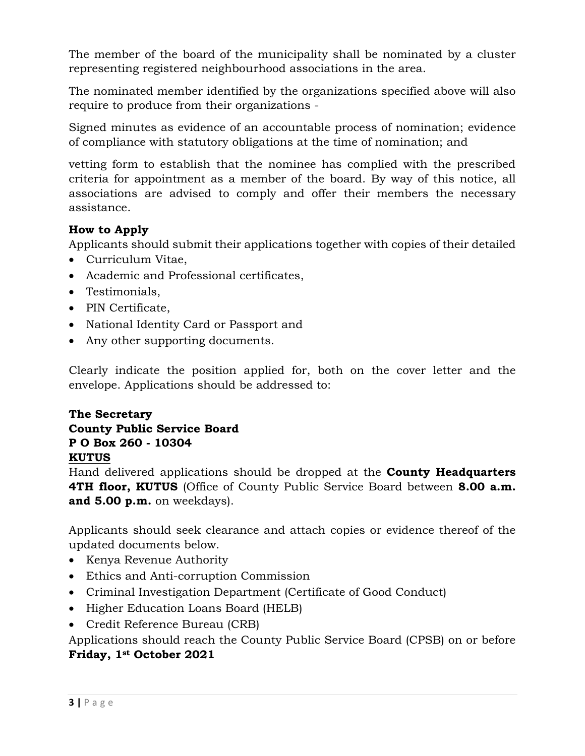The member of the board of the municipality shall be nominated by a cluster representing registered neighbourhood associations in the area.

The nominated member identified by the organizations specified above will also require to produce from their organizations -

Signed minutes as evidence of an accountable process of nomination; evidence of compliance with statutory obligations at the time of nomination; and

vetting form to establish that the nominee has complied with the prescribed criteria for appointment as a member of the board. By way of this notice, all associations are advised to comply and offer their members the necessary assistance.

**How to Apply**

Applicants should submit their applications together with copies of their detailed

- Curriculum Vitae,
- Academic and Professional certificates,
- Testimonials,
- PIN Certificate,
- National Identity Card or Passport and
- Any other supporting documents.

Clearly indicate the position applied for, both on the cover letter and the envelope. Applications should be addressed to:

**The Secretary**
**County Public Service Board**
**P O Box 260 - 10304**
**<u>KUTUS</u>**

Hand delivered applications should be dropped at the **County Headquarters 4TH floor, KUTUS** (Office of County Public Service Board between **8.00 a.m. and 5.00 p.m.** on weekdays).

Applicants should seek clearance and attach copies or evidence thereof of the updated documents below.

- Kenya Revenue Authority
- Ethics and Anti-corruption Commission
- Criminal Investigation Department (Certificate of Good Conduct)
- Higher Education Loans Board (HELB)
- Credit Reference Bureau (CRB)

Applications should reach the County Public Service Board (CPSB) on or before **Friday, 1st October 2021**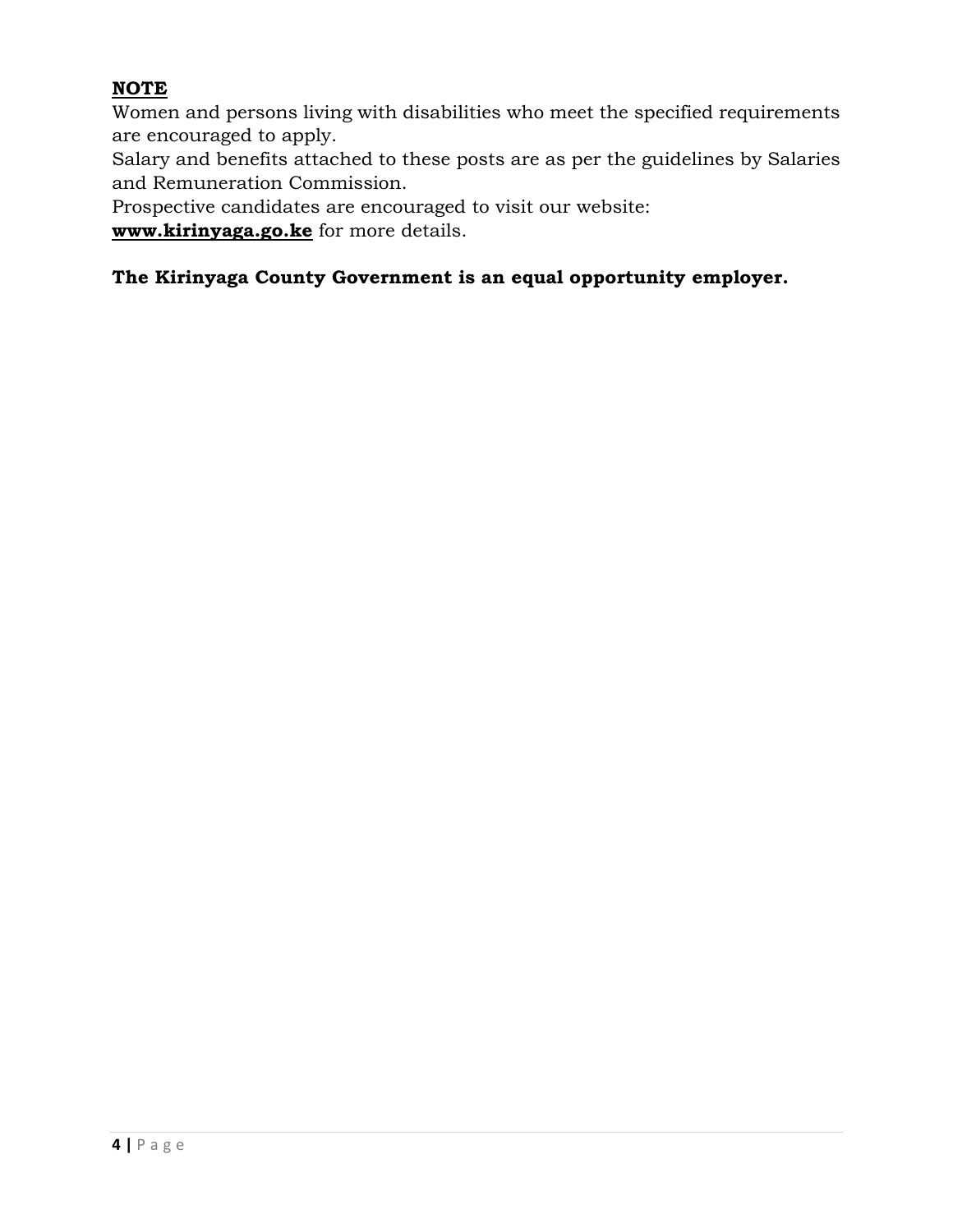**NOTE**

Women and persons living with disabilities who meet the specified requirements are encouraged to apply.

Salary and benefits attached to these posts are as per the guidelines by Salaries and Remuneration Commission.

Prospective candidates are encouraged to visit our website: **www.kirinyaga.go.ke** for more details.

**The Kirinyaga County Government is an equal opportunity employer.**